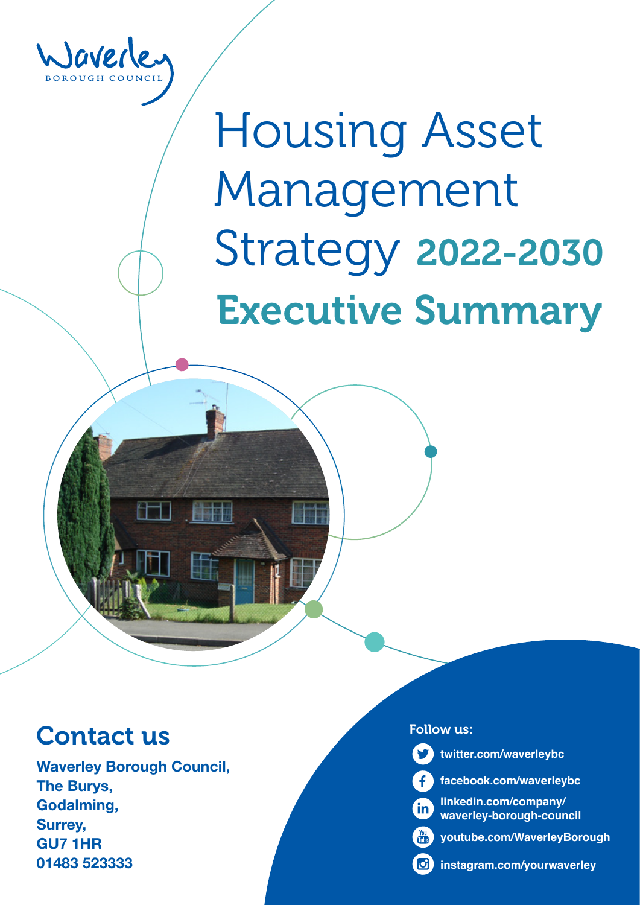Waverley
BOROUGH COUNCIL

# Housing Asset Management Strategy 2022-2030

## Executive Summary

## Contact us

**Waverley Borough Council,**
**The Burys,**
**Godalming,**
**Surrey,**
**GU7 1HR**
**01483 523333**

Follow us:

- **twitter.com/waverleybc**
- **facebook.com/waverleybc**
- **linkedin.com/company/waverley-borough-council**
- **youtube.com/WaverleyBorough**
- **instagram.com/yourwaverley**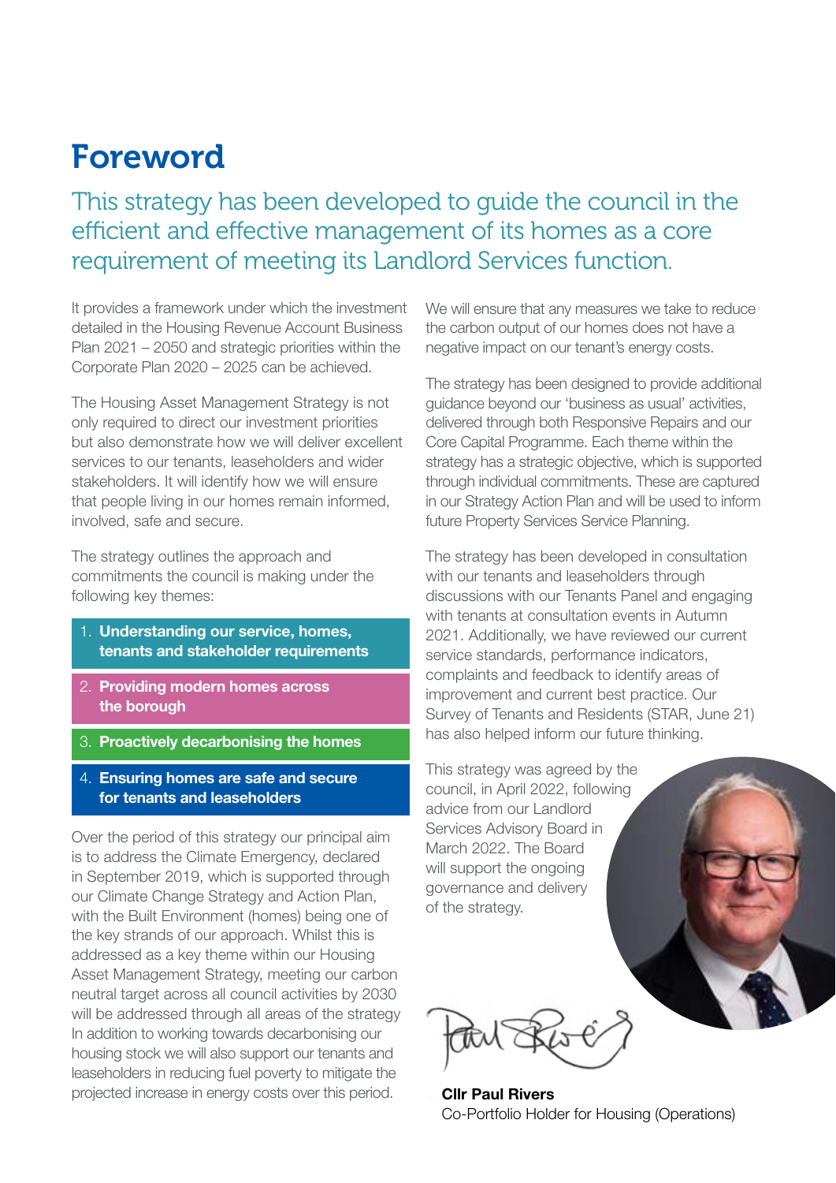# Foreword

## This strategy has been developed to guide the council in the efficient and effective management of its homes as a core requirement of meeting its Landlord Services function.

It provides a framework under which the investment detailed in the Housing Revenue Account Business Plan 2021 – 2050 and strategic priorities within the Corporate Plan 2020 – 2025 can be achieved.

The Housing Asset Management Strategy is not only required to direct our investment priorities but also demonstrate how we will deliver excellent services to our tenants, leaseholders and wider stakeholders. It will identify how we will ensure that people living in our homes remain informed, involved, safe and secure.

The strategy outlines the approach and commitments the council is making under the following key themes:

1. **Understanding our service, homes, tenants and stakeholder requirements**
2. **Providing modern homes across the borough**
3. **Proactively decarbonising the homes**
4. **Ensuring homes are safe and secure for tenants and leaseholders**

Over the period of this strategy our principal aim is to address the Climate Emergency, declared in September 2019, which is supported through our Climate Change Strategy and Action Plan, with the Built Environment (homes) being one of the key strands of our approach. Whilst this is addressed as a key theme within our Housing Asset Management Strategy, meeting our carbon neutral target across all council activities by 2030 will be addressed through all areas of the strategy In addition to working towards decarbonising our housing stock we will also support our tenants and leaseholders in reducing fuel poverty to mitigate the projected increase in energy costs over this period.

We will ensure that any measures we take to reduce the carbon output of our homes does not have a negative impact on our tenant's energy costs.

The strategy has been designed to provide additional guidance beyond our 'business as usual' activities, delivered through both Responsive Repairs and our Core Capital Programme. Each theme within the strategy has a strategic objective, which is supported through individual commitments. These are captured in our Strategy Action Plan and will be used to inform future Property Services Service Planning.

The strategy has been developed in consultation with our tenants and leaseholders through discussions with our Tenants Panel and engaging with tenants at consultation events in Autumn 2021. Additionally, we have reviewed our current service standards, performance indicators, complaints and feedback to identify areas of improvement and current best practice. Our Survey of Tenants and Residents (STAR, June 21) has also helped inform our future thinking.

This strategy was agreed by the council, in April 2022, following advice from our Landlord Services Advisory Board in March 2022. The Board will support the ongoing governance and delivery of the strategy.

**Cllr Paul Rivers**
Co-Portfolio Holder for Housing (Operations)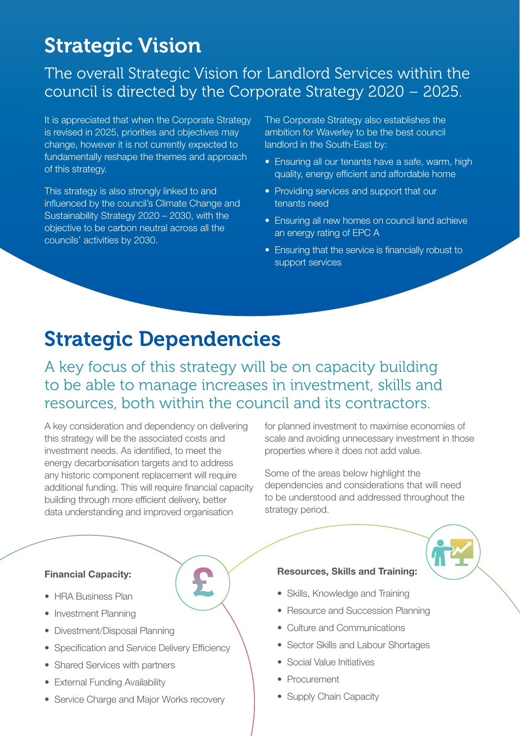# Strategic Vision

## The overall Strategic Vision for Landlord Services within the council is directed by the Corporate Strategy 2020 – 2025.

It is appreciated that when the Corporate Strategy is revised in 2025, priorities and objectives may change, however it is not currently expected to fundamentally reshape the themes and approach of this strategy.

This strategy is also strongly linked to and influenced by the council's Climate Change and Sustainability Strategy 2020 – 2030, with the objective to be carbon neutral across all the councils' activities by 2030.

The Corporate Strategy also establishes the ambition for Waverley to be the best council landlord in the South-East by:

- Ensuring all our tenants have a safe, warm, high quality, energy efficient and affordable home
- Providing services and support that our tenants need
- Ensuring all new homes on council land achieve an energy rating of EPC A
- Ensuring that the service is financially robust to support services

# Strategic Dependencies

## A key focus of this strategy will be on capacity building to be able to manage increases in investment, skills and resources, both within the council and its contractors.

A key consideration and dependency on delivering this strategy will be the associated costs and investment needs. As identified, to meet the energy decarbonisation targets and to address any historic component replacement will require additional funding. This will require financial capacity building through more efficient delivery, better data understanding and improved organisation for planned investment to maximise economies of scale and avoiding unnecessary investment in those properties where it does not add value.

Some of the areas below highlight the dependencies and considerations that will need to be understood and addressed throughout the strategy period.

**Financial Capacity:**

- HRA Business Plan
- Investment Planning
- Divestment/Disposal Planning
- Specification and Service Delivery Efficiency
- Shared Services with partners
- External Funding Availability
- Service Charge and Major Works recovery

**Resources, Skills and Training:**

- Skills, Knowledge and Training
- Resource and Succession Planning
- Culture and Communications
- Sector Skills and Labour Shortages
- Social Value Initiatives
- Procurement
- Supply Chain Capacity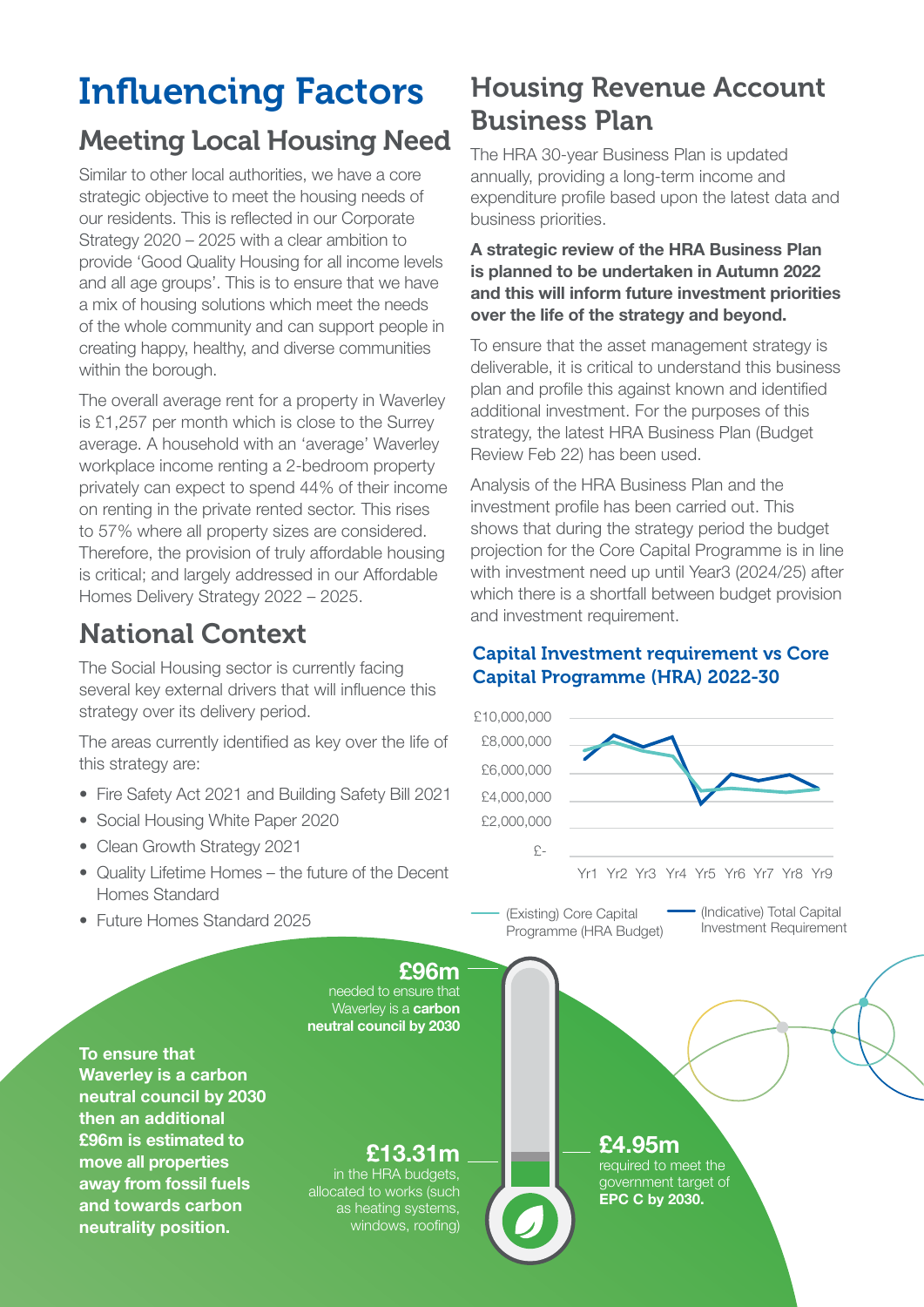# Influencing Factors

## Meeting Local Housing Need

Similar to other local authorities, we have a core strategic objective to meet the housing needs of our residents. This is reflected in our Corporate Strategy 2020 – 2025 with a clear ambition to provide 'Good Quality Housing for all income levels and all age groups'. This is to ensure that we have a mix of housing solutions which meet the needs of the whole community and can support people in creating happy, healthy, and diverse communities within the borough.

The overall average rent for a property in Waverley is £1,257 per month which is close to the Surrey average. A household with an 'average' Waverley workplace income renting a 2-bedroom property privately can expect to spend 44% of their income on renting in the private rented sector. This rises to 57% where all property sizes are considered. Therefore, the provision of truly affordable housing is critical; and largely addressed in our Affordable Homes Delivery Strategy 2022 – 2025.

## National Context

The Social Housing sector is currently facing several key external drivers that will influence this strategy over its delivery period.

The areas currently identified as key over the life of this strategy are:

- Fire Safety Act 2021 and Building Safety Bill 2021
- Social Housing White Paper 2020
- Clean Growth Strategy 2021
- Quality Lifetime Homes – the future of the Decent Homes Standard
- Future Homes Standard 2025

## Housing Revenue Account Business Plan

The HRA 30-year Business Plan is updated annually, providing a long-term income and expenditure profile based upon the latest data and business priorities.

**A strategic review of the HRA Business Plan is planned to be undertaken in Autumn 2022 and this will inform future investment priorities over the life of the strategy and beyond.**

To ensure that the asset management strategy is deliverable, it is critical to understand this business plan and profile this against known and identified additional investment. For the purposes of this strategy, the latest HRA Business Plan (Budget Review Feb 22) has been used.

Analysis of the HRA Business Plan and the investment profile has been carried out. This shows that during the strategy period the budget projection for the Core Capital Programme is in line with investment need up until Year3 (2024/25) after which there is a shortfall between budget provision and investment requirement.

### Capital Investment requirement vs Core Capital Programme (HRA) 2022-30

£10,000,000
£8,000,000
£6,000,000
£4,000,000
£2,000,000
£-

Yr1 Yr2 Yr3 Yr4 Yr5 Yr6 Yr7 Yr8 Yr9

(Existing) Core Capital Programme (HRA Budget)

(Indicative) Total Capital Investment Requirement

**£96m** needed to ensure that Waverley is a **carbon neutral council by 2030**

**To ensure that Waverley is a carbon neutral council by 2030 then an additional £96m is estimated to move all properties away from fossil fuels and towards carbon neutrality position.**

**£13.31m** in the HRA budgets, allocated to works (such as heating systems, windows, roofing)

**£4.95m** required to meet the government target of **EPC C by 2030.**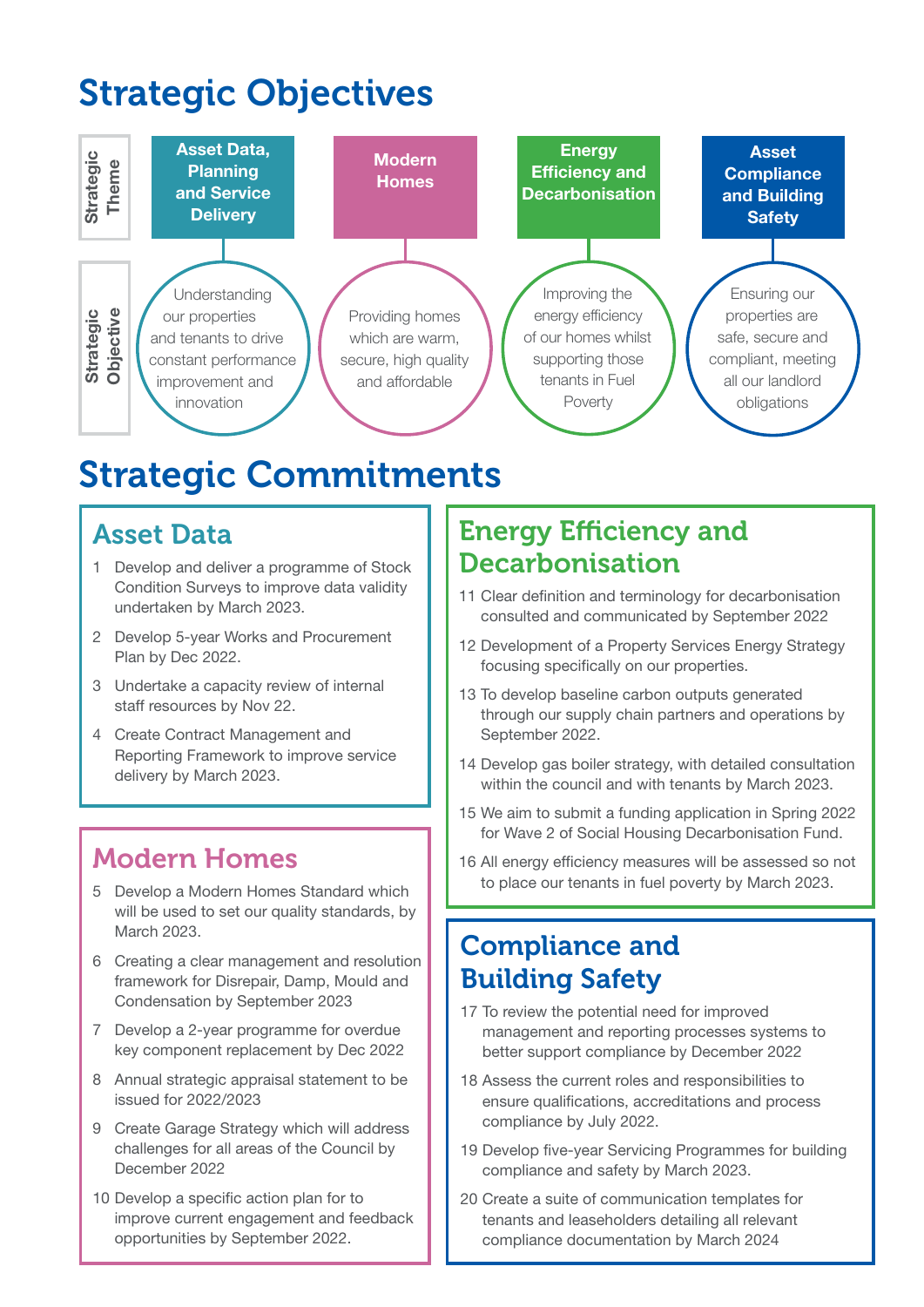# Strategic Objectives

| Strategic Theme | Asset Data, Planning and Service Delivery | Modern Homes | Energy Efficiency and Decarbonisation | Asset Compliance and Building Safety |
|---|---|---|---|---|
| Strategic Objective | Understanding our properties and tenants to drive constant performance improvement and innovation | Providing homes which are warm, secure, high quality and affordable | Improving the energy efficiency of our homes whilst supporting those tenants in Fuel Poverty | Ensuring our properties are safe, secure and compliant, meeting all our landlord obligations |

# Strategic Commitments

## Asset Data

1. Develop and deliver a programme of Stock Condition Surveys to improve data validity undertaken by March 2023.
2. Develop 5-year Works and Procurement Plan by Dec 2022.
3. Undertake a capacity review of internal staff resources by Nov 22.
4. Create Contract Management and Reporting Framework to improve service delivery by March 2023.

## Modern Homes

5. Develop a Modern Homes Standard which will be used to set our quality standards, by March 2023.
6. Creating a clear management and resolution framework for Disrepair, Damp, Mould and Condensation by September 2023
7. Develop a 2-year programme for overdue key component replacement by Dec 2022
8. Annual strategic appraisal statement to be issued for 2022/2023
9. Create Garage Strategy which will address challenges for all areas of the Council by December 2022
10. Develop a specific action plan for to improve current engagement and feedback opportunities by September 2022.

## Energy Efficiency and Decarbonisation

11. Clear definition and terminology for decarbonisation consulted and communicated by September 2022
12. Development of a Property Services Energy Strategy focusing specifically on our properties.
13. To develop baseline carbon outputs generated through our supply chain partners and operations by September 2022.
14. Develop gas boiler strategy, with detailed consultation within the council and with tenants by March 2023.
15. We aim to submit a funding application in Spring 2022 for Wave 2 of Social Housing Decarbonisation Fund.
16. All energy efficiency measures will be assessed so not to place our tenants in fuel poverty by March 2023.

## Compliance and Building Safety

17. To review the potential need for improved management and reporting processes systems to better support compliance by December 2022
18. Assess the current roles and responsibilities to ensure qualifications, accreditations and process compliance by July 2022.
19. Develop five-year Servicing Programmes for building compliance and safety by March 2023.
20. Create a suite of communication templates for tenants and leaseholders detailing all relevant compliance documentation by March 2024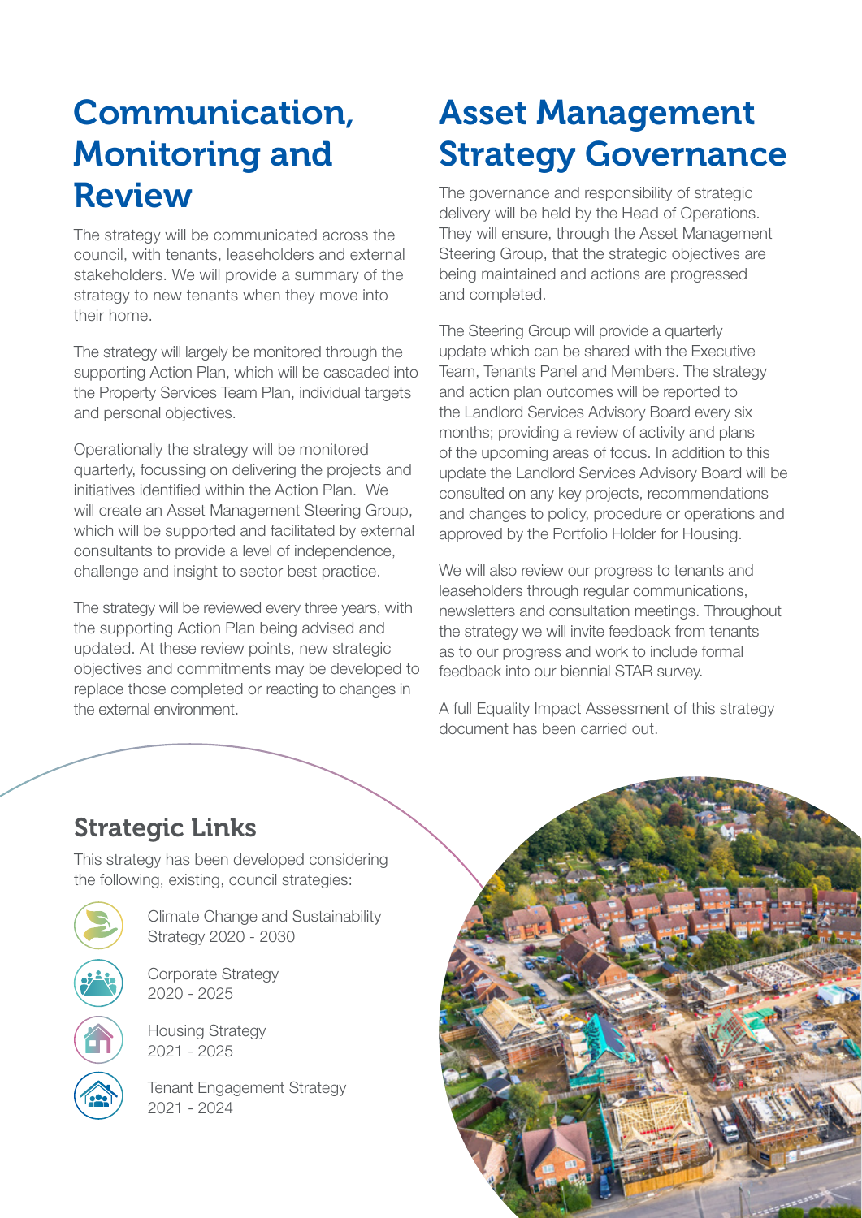# Communication, Monitoring and Review

The strategy will be communicated across the council, with tenants, leaseholders and external stakeholders. We will provide a summary of the strategy to new tenants when they move into their home.

The strategy will largely be monitored through the supporting Action Plan, which will be cascaded into the Property Services Team Plan, individual targets and personal objectives.

Operationally the strategy will be monitored quarterly, focussing on delivering the projects and initiatives identified within the Action Plan. We will create an Asset Management Steering Group, which will be supported and facilitated by external consultants to provide a level of independence, challenge and insight to sector best practice.

The strategy will be reviewed every three years, with the supporting Action Plan being advised and updated. At these review points, new strategic objectives and commitments may be developed to replace those completed or reacting to changes in the external environment.

# Asset Management Strategy Governance

The governance and responsibility of strategic delivery will be held by the Head of Operations. They will ensure, through the Asset Management Steering Group, that the strategic objectives are being maintained and actions are progressed and completed.

The Steering Group will provide a quarterly update which can be shared with the Executive Team, Tenants Panel and Members. The strategy and action plan outcomes will be reported to the Landlord Services Advisory Board every six months; providing a review of activity and plans of the upcoming areas of focus. In addition to this update the Landlord Services Advisory Board will be consulted on any key projects, recommendations and changes to policy, procedure or operations and approved by the Portfolio Holder for Housing.

We will also review our progress to tenants and leaseholders through regular communications, newsletters and consultation meetings. Throughout the strategy we will invite feedback from tenants as to our progress and work to include formal feedback into our biennial STAR survey.

A full Equality Impact Assessment of this strategy document has been carried out.

## Strategic Links

This strategy has been developed considering the following, existing, council strategies:

- Climate Change and Sustainability Strategy 2020 - 2030
- Corporate Strategy 2020 - 2025
- Housing Strategy 2021 - 2025
- Tenant Engagement Strategy 2021 - 2024